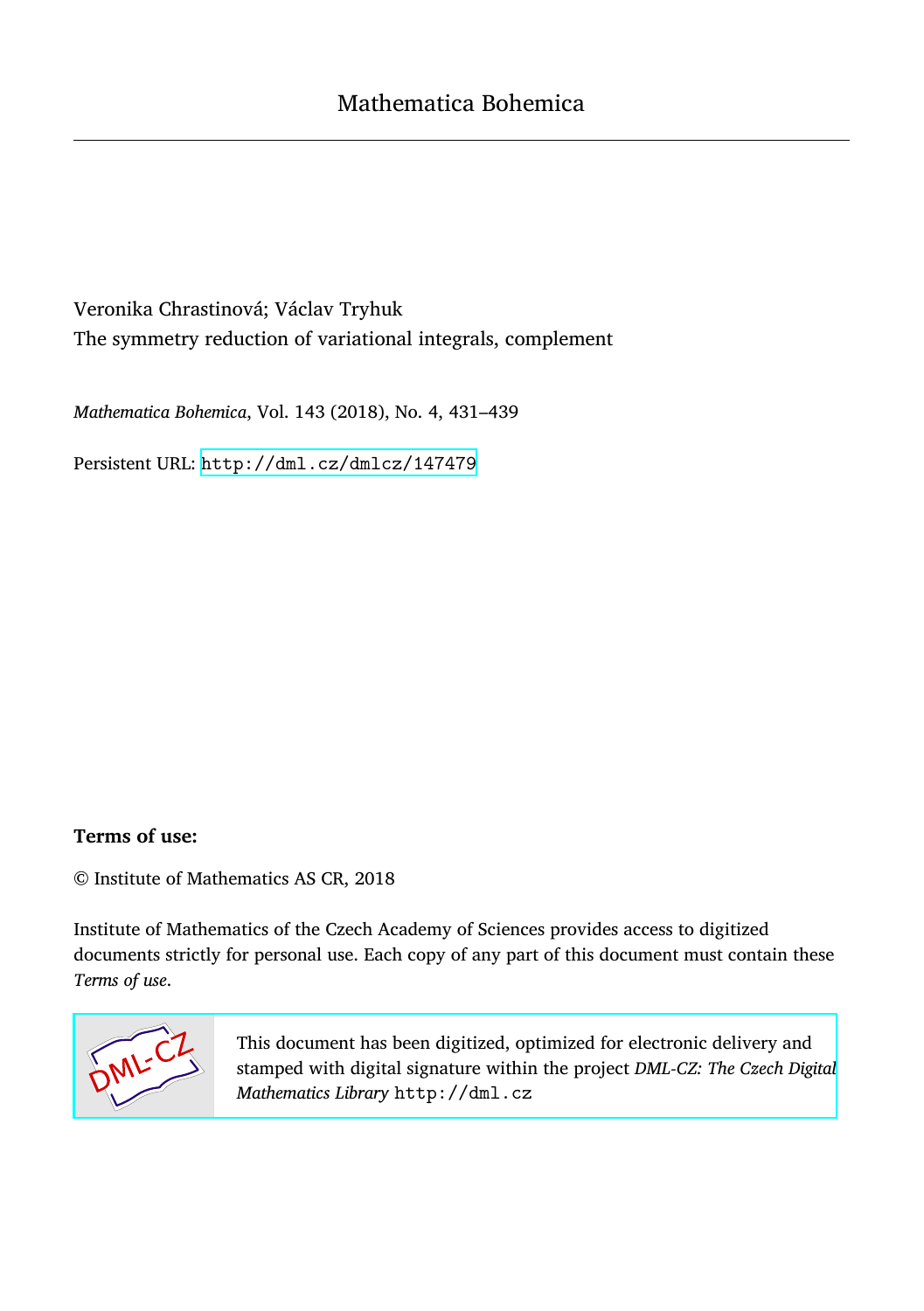Mathematica Bohemica

Veronika Chrastinová; Václav Tryhuk
The symmetry reduction of variational integrals, complement

*Mathematica Bohemica*, Vol. 143 (2018), No. 4, 431–439

Persistent URL: http://dml.cz/dmlcz/147479

**Terms of use:**

© Institute of Mathematics AS CR, 2018

Institute of Mathematics of the Czech Academy of Sciences provides access to digitized documents strictly for personal use. Each copy of any part of this document must contain these *Terms of use*.

This document has been digitized, optimized for electronic delivery and stamped with digital signature within the project *DML-CZ: The Czech Digital Mathematics Library* http://dml.cz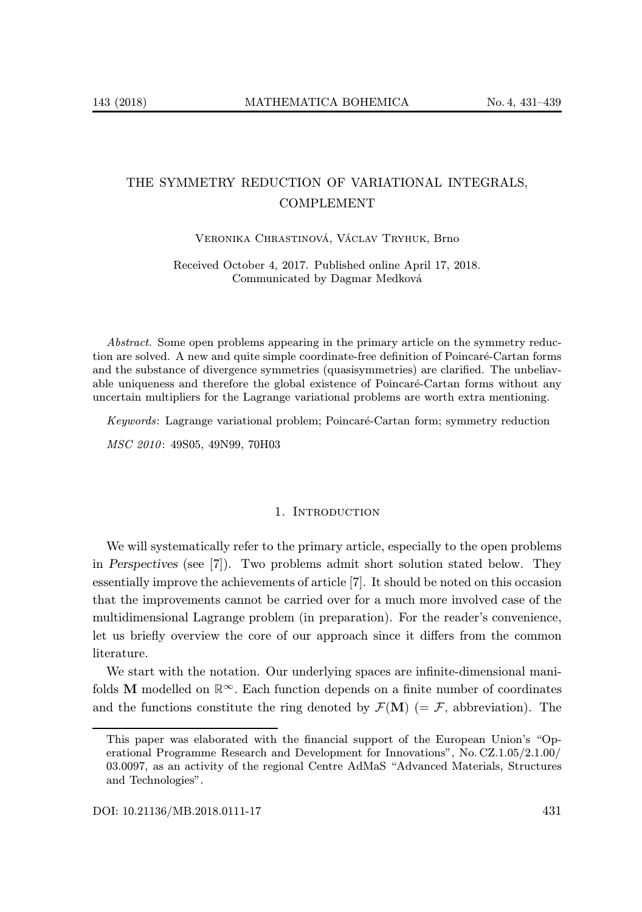# THE SYMMETRY REDUCTION OF VARIATIONAL INTEGRALS, COMPLEMENT

Veronika Chrastinová, Václav Tryhuk, Brno

Received October 4, 2017. Published online April 17, 2018.
Communicated by Dagmar Medková

*Abstract.* Some open problems appearing in the primary article on the symmetry reduction are solved. A new and quite simple coordinate-free definition of Poincaré-Cartan forms and the substance of divergence symmetries (quasisymmetries) are clarified. The unbeliavable uniqueness and therefore the global existence of Poincaré-Cartan forms without any uncertain multipliers for the Lagrange variational problems are worth extra mentioning.

*Keywords*: Lagrange variational problem; Poincaré-Cartan form; symmetry reduction

*MSC 2010*: 49S05, 49N99, 70H03

## 1. Introduction

We will systematically refer to the primary article, especially to the open problems in *Perspectives* (see [7]). Two problems admit short solution stated below. They essentially improve the achievements of article [7]. It should be noted on this occasion that the improvements cannot be carried over for a much more involved case of the multidimensional Lagrange problem (in preparation). For the reader's convenience, let us briefly overview the core of our approach since it differs from the common literature.

We start with the notation. Our underlying spaces are infinite-dimensional manifolds $\mathbf{M}$ modelled on $\mathbb{R}^{\infty}$. Each function depends on a finite number of coordinates and the functions constitute the ring denoted by $\mathcal{F}(\mathbf{M})$ ($= \mathcal{F}$, abbreviation). The

This paper was elaborated with the financial support of the European Union's "Operational Programme Research and Development for Innovations", No. CZ.1.05/2.1.00/03.0097, as an activity of the regional Centre AdMaS "Advanced Materials, Structures and Technologies".

DOI: 10.21136/MB.2018.0111-17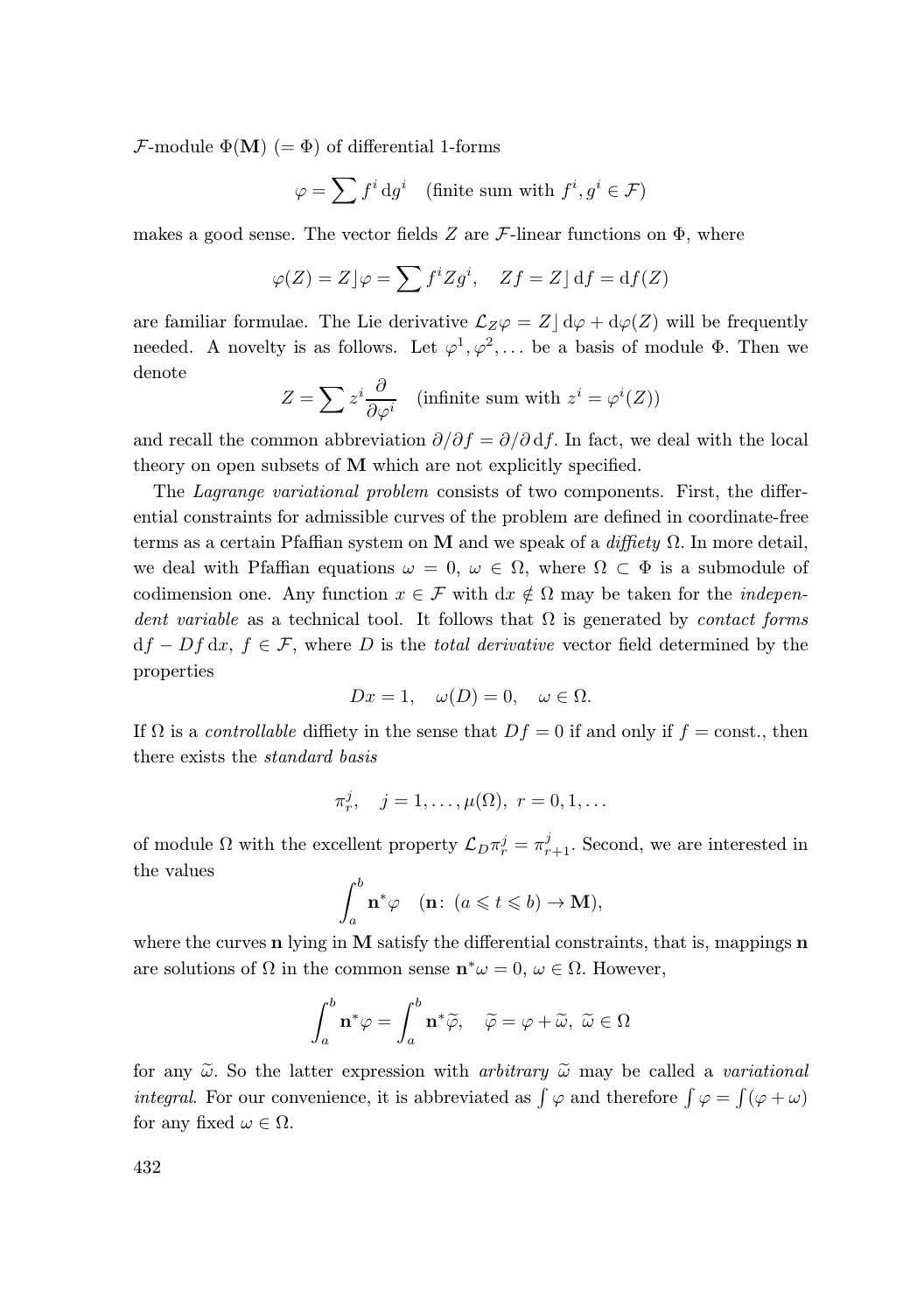$\mathcal{F}$-module $\Phi(\mathbf{M})$ $(= \Phi)$ of differential 1-forms

$$\varphi = \sum f^i \, \mathrm{d}g^i \quad (\text{finite sum with } f^i, g^i \in \mathcal{F})$$

makes a good sense. The vector fields $Z$ are $\mathcal{F}$-linear functions on $\Phi$, where

$$\varphi(Z) = Z \rfloor \varphi = \sum f^i Z g^i, \quad Zf = Z \rfloor \mathrm{d}f = \mathrm{d}f(Z)$$

are familiar formulae. The Lie derivative $\mathcal{L}_Z \varphi = Z \rfloor \mathrm{d}\varphi + \mathrm{d}\varphi(Z)$ will be frequently needed. A novelty is as follows. Let $\varphi^1, \varphi^2, \ldots$ be a basis of module $\Phi$. Then we denote

$$Z = \sum z^i \frac{\partial}{\partial \varphi^i} \quad (\text{infinite sum with } z^i = \varphi^i(Z))$$

and recall the common abbreviation $\partial/\partial f = \partial/\partial \, \mathrm{d}f$. In fact, we deal with the local theory on open subsets of $\mathbf{M}$ which are not explicitly specified.

The *Lagrange variational problem* consists of two components. First, the differential constraints for admissible curves of the problem are defined in coordinate-free terms as a certain Pfaffian system on $\mathbf{M}$ and we speak of a *diffiety* $\Omega$. In more detail, we deal with Pfaffian equations $\omega = 0$, $\omega \in \Omega$, where $\Omega \subset \Phi$ is a submodule of codimension one. Any function $x \in \mathcal{F}$ with $\mathrm{d}x \notin \Omega$ may be taken for the *independent variable* as a technical tool. It follows that $\Omega$ is generated by *contact forms* $\mathrm{d}f - Df \, \mathrm{d}x$, $f \in \mathcal{F}$, where $D$ is the *total derivative* vector field determined by the properties

$$Dx = 1, \quad \omega(D) = 0, \quad \omega \in \Omega.$$

If $\Omega$ is a *controllable* diffiety in the sense that $Df = 0$ if and only if $f = \text{const.}$, then there exists the *standard basis*

$$\pi_r^j, \quad j = 1, \ldots, \mu(\Omega), \ r = 0, 1, \ldots$$

of module $\Omega$ with the excellent property $\mathcal{L}_D \pi_r^j = \pi_{r+1}^j$. Second, we are interested in the values

$$\int_a^b \mathbf{n}^* \varphi \quad (\mathbf{n} \colon (a \leqslant t \leqslant b) \to \mathbf{M}),$$

where the curves $\mathbf{n}$ lying in $\mathbf{M}$ satisfy the differential constraints, that is, mappings $\mathbf{n}$ are solutions of $\Omega$ in the common sense $\mathbf{n}^* \omega = 0$, $\omega \in \Omega$. However,

$$\int_a^b \mathbf{n}^* \varphi = \int_a^b \mathbf{n}^* \widetilde{\varphi}, \quad \widetilde{\varphi} = \varphi + \widetilde{\omega}, \ \widetilde{\omega} \in \Omega$$

for any $\widetilde{\omega}$. So the latter expression with *arbitrary* $\widetilde{\omega}$ may be called a *variational integral*. For our convenience, it is abbreviated as $\int \varphi$ and therefore $\int \varphi = \int (\varphi + \omega)$ for any fixed $\omega \in \Omega$.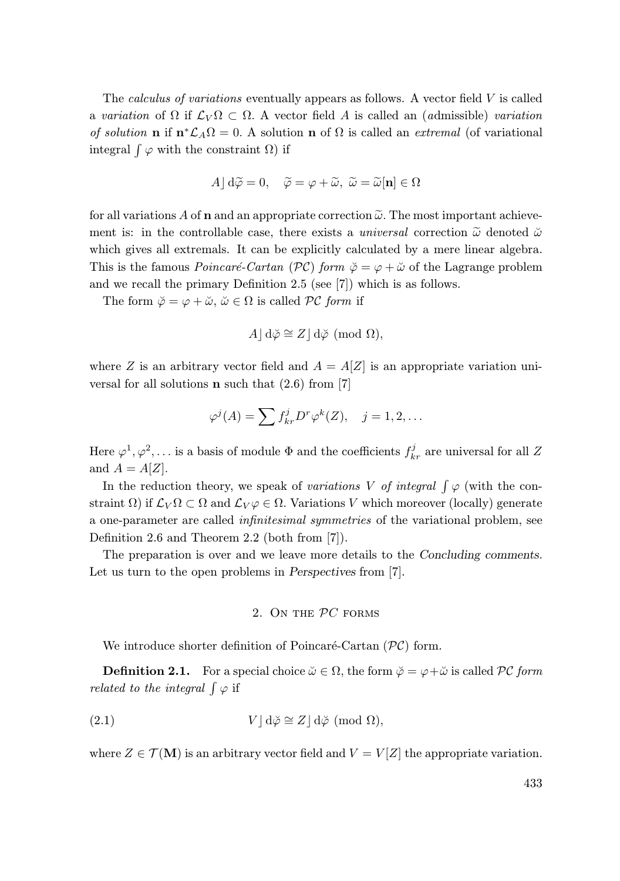The *calculus of variations* eventually appears as follows. A vector field $V$ is called a *variation* of $\Omega$ if $\mathcal{L}_V\Omega \subset \Omega$. A vector field $A$ is called an (admissible) *variation of solution* $\mathbf{n}$ if $\mathbf{n}^*\mathcal{L}_A\Omega = 0$. A solution $\mathbf{n}$ of $\Omega$ is called an *extremal* (of variational integral $\int \varphi$ with the constraint $\Omega$) if

$$A\rfloor\, \mathrm{d}\widetilde{\varphi} = 0, \quad \widetilde{\varphi} = \varphi + \widetilde{\omega},\ \widetilde{\omega} = \widetilde{\omega}[\mathbf{n}] \in \Omega$$

for all variations $A$ of $\mathbf{n}$ and an appropriate correction $\widetilde{\omega}$. The most important achievement is: in the controllable case, there exists a *universal* correction $\widetilde{\omega}$ denoted $\breve{\omega}$ which gives all extremals. It can be explicitly calculated by a mere linear algebra. This is the famous *Poincaré-Cartan* ($\mathcal{PC}$) *form* $\breve{\varphi} = \varphi + \breve{\omega}$ of the Lagrange problem and we recall the primary Definition 2.5 (see [7]) which is as follows.

The form $\breve{\varphi} = \varphi + \breve{\omega}$, $\breve{\omega} \in \Omega$ is called $\mathcal{PC}$ *form* if

$$A\rfloor\, \mathrm{d}\breve{\varphi} \cong Z\rfloor\, \mathrm{d}\breve{\varphi} \ (\mathrm{mod}\ \Omega),$$

where $Z$ is an arbitrary vector field and $A = A[Z]$ is an appropriate variation universal for all solutions $\mathbf{n}$ such that (2.6) from [7]

$$\varphi^j(A) = \sum f^j_{kr} D^r \varphi^k(Z), \quad j = 1, 2, \ldots$$

Here $\varphi^1, \varphi^2, \ldots$ is a basis of module $\Phi$ and the coefficients $f^j_{kr}$ are universal for all $Z$ and $A = A[Z]$.

In the reduction theory, we speak of *variations* $V$ *of integral* $\int \varphi$ (with the constraint $\Omega$) if $\mathcal{L}_V\Omega \subset \Omega$ and $\mathcal{L}_V\varphi \in \Omega$. Variations $V$ which moreover (locally) generate a one-parameter are called *infinitesimal symmetries* of the variational problem, see Definition 2.6 and Theorem 2.2 (both from [7]).

The preparation is over and we leave more details to the *Concluding comments*. Let us turn to the open problems in *Perspectives* from [7].

## 2. On the $\mathcal{PC}$ forms

We introduce shorter definition of Poincaré-Cartan ($\mathcal{PC}$) form.

**Definition 2.1.** For a special choice $\breve{\omega} \in \Omega$, the form $\breve{\varphi} = \varphi + \breve{\omega}$ is called $\mathcal{PC}$ *form related to the integral* $\int \varphi$ if

$$V\rfloor\, \mathrm{d}\breve{\varphi} \cong Z\rfloor\, \mathrm{d}\breve{\varphi} \ (\mathrm{mod}\ \Omega), \tag{2.1}$$

where $Z \in \mathcal{T}(\mathbf{M})$ is an arbitrary vector field and $V = V[Z]$ the appropriate variation.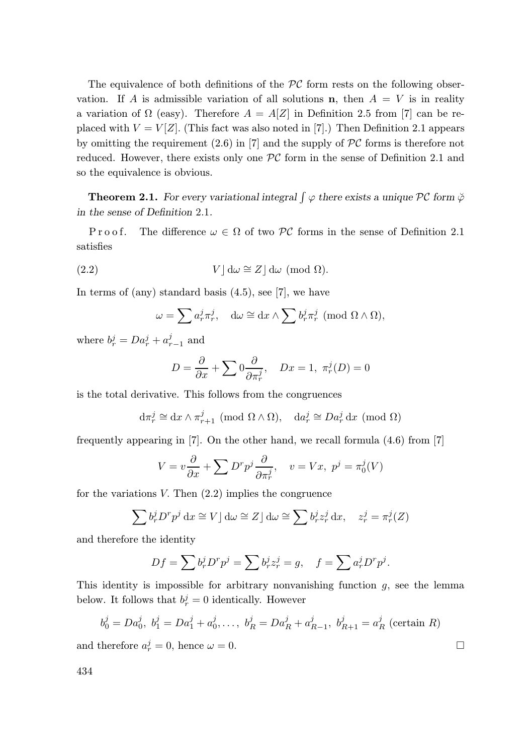The equivalence of both definitions of the $\mathcal{PC}$ form rests on the following observation. If $A$ is admissible variation of all solutions $\mathbf{n}$, then $A = V$ is in reality a variation of $\Omega$ (easy). Therefore $A = A[Z]$ in Definition 2.5 from [7] can be replaced with $V = V[Z]$. (This fact was also noted in [7].) Then Definition 2.1 appears by omitting the requirement (2.6) in [7] and the supply of $\mathcal{PC}$ forms is therefore not reduced. However, there exists only one $\mathcal{PC}$ form in the sense of Definition 2.1 and so the equivalence is obvious.

**Theorem 2.1.** *For every variational integral $\int \varphi$ there exists a unique $\mathcal{PC}$ form $\breve{\varphi}$ in the sense of Definition* 2.1.

P r o o f. The difference $\omega \in \Omega$ of two $\mathcal{PC}$ forms in the sense of Definition 2.1 satisfies

$$V \rfloor \mathrm{d}\omega \cong Z \rfloor \mathrm{d}\omega \ (\mathrm{mod}\ \Omega). \tag{2.2}$$

In terms of (any) standard basis (4.5), see [7], we have

$$\omega = \sum a_r^j \pi_r^j, \quad \mathrm{d}\omega \cong \mathrm{d}x \wedge \sum b_r^j \pi_r^j \ (\mathrm{mod}\ \Omega \wedge \Omega),$$

where $b_r^j = Da_r^j + a_{r-1}^j$ and

$$D = \frac{\partial}{\partial x} + \sum 0 \frac{\partial}{\partial \pi_r^j}, \quad Dx = 1,\ \pi_r^j(D) = 0$$

is the total derivative. This follows from the congruences

$$\mathrm{d}\pi_r^j \cong \mathrm{d}x \wedge \pi_{r+1}^j \ (\mathrm{mod}\ \Omega \wedge \Omega), \quad \mathrm{d}a_r^j \cong Da_r^j \,\mathrm{d}x \ (\mathrm{mod}\ \Omega)$$

frequently appearing in [7]. On the other hand, we recall formula (4.6) from [7]

$$V = v\frac{\partial}{\partial x} + \sum D^r p^j \frac{\partial}{\partial \pi_r^j}, \quad v = Vx,\ p^j = \pi_0^j(V)$$

for the variations $V$. Then (2.2) implies the congruence

$$\sum b_r^j D^r p^j \,\mathrm{d}x \cong V \rfloor \mathrm{d}\omega \cong Z \rfloor \mathrm{d}\omega \cong \sum b_r^j z_r^j \,\mathrm{d}x, \quad z_r^j = \pi_r^j(Z)$$

and therefore the identity

$$Df = \sum b_r^j D^r p^j = \sum b_r^j z_r^j = g, \quad f = \sum a_r^j D^r p^j.$$

This identity is impossible for arbitrary nonvanishing function $g$, see the lemma below. It follows that $b_r^j = 0$ identically. However

$$b_0^j = Da_0^j,\ b_1^j = Da_1^j + a_0^j, \ldots,\ b_R^j = Da_R^j + a_{R-1}^j,\ b_{R+1}^j = a_R^j \ (\text{certain } R)$$

and therefore $a_r^j = 0$, hence $\omega = 0$. $\square$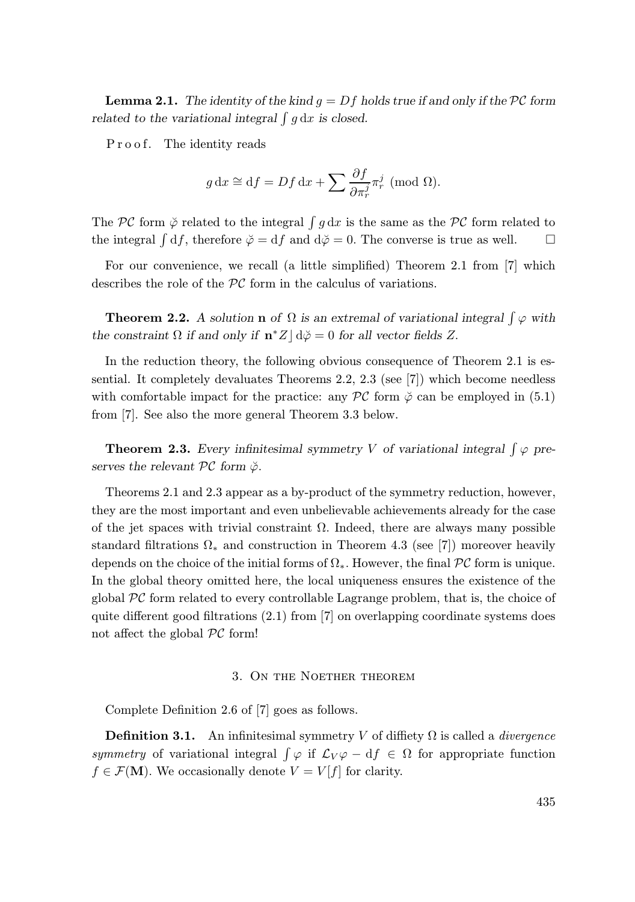**Lemma 2.1.** *The identity of the kind $g = Df$ holds true if and only if the $\mathcal{PC}$ form related to the variational integral $\int g\,\mathrm{d}x$ is closed.*

P r o o f. The identity reads

$$g\,\mathrm{d}x \cong \mathrm{d}f = Df\,\mathrm{d}x + \sum \frac{\partial f}{\partial \pi^j_r}\pi^j_r \pmod{\Omega}.$$

The $\mathcal{PC}$ form $\breve{\varphi}$ related to the integral $\int g\,\mathrm{d}x$ is the same as the $\mathcal{PC}$ form related to the integral $\int \mathrm{d}f$, therefore $\breve{\varphi} = \mathrm{d}f$ and $\mathrm{d}\breve{\varphi} = 0$. The converse is true as well. $\square$

For our convenience, we recall (a little simplified) Theorem 2.1 from [7] which describes the role of the $\mathcal{PC}$ form in the calculus of variations.

**Theorem 2.2.** *A solution $\mathbf{n}$ of $\Omega$ is an extremal of variational integral $\int \varphi$ with the constraint $\Omega$ if and only if $\mathbf{n}^* Z \rfloor \mathrm{d}\breve{\varphi} = 0$ for all vector fields $Z$.*

In the reduction theory, the following obvious consequence of Theorem 2.1 is essential. It completely devaluates Theorems 2.2, 2.3 (see [7]) which become needless with comfortable impact for the practice: any $\mathcal{PC}$ form $\breve{\varphi}$ can be employed in (5.1) from [7]. See also the more general Theorem 3.3 below.

**Theorem 2.3.** *Every infinitesimal symmetry $V$ of variational integral $\int \varphi$ preserves the relevant $\mathcal{PC}$ form $\breve{\varphi}$.*

Theorems 2.1 and 2.3 appear as a by-product of the symmetry reduction, however, they are the most important and even unbelievable achievements already for the case of the jet spaces with trivial constraint $\Omega$. Indeed, there are always many possible standard filtrations $\Omega_*$ and construction in Theorem 4.3 (see [7]) moreover heavily depends on the choice of the initial forms of $\Omega_*$. However, the final $\mathcal{PC}$ form is unique. In the global theory omitted here, the local uniqueness ensures the existence of the global $\mathcal{PC}$ form related to every controllable Lagrange problem, that is, the choice of quite different good filtrations (2.1) from [7] on overlapping coordinate systems does not affect the global $\mathcal{PC}$ form!

## 3. On the Noether theorem

Complete Definition 2.6 of [7] goes as follows.

**Definition 3.1.** An infinitesimal symmetry $V$ of diffiety $\Omega$ is called a *divergence symmetry* of variational integral $\int \varphi$ if $\mathcal{L}_V \varphi - \mathrm{d}f \in \Omega$ for appropriate function $f \in \mathcal{F}(\mathbf{M})$. We occasionally denote $V = V[f]$ for clarity.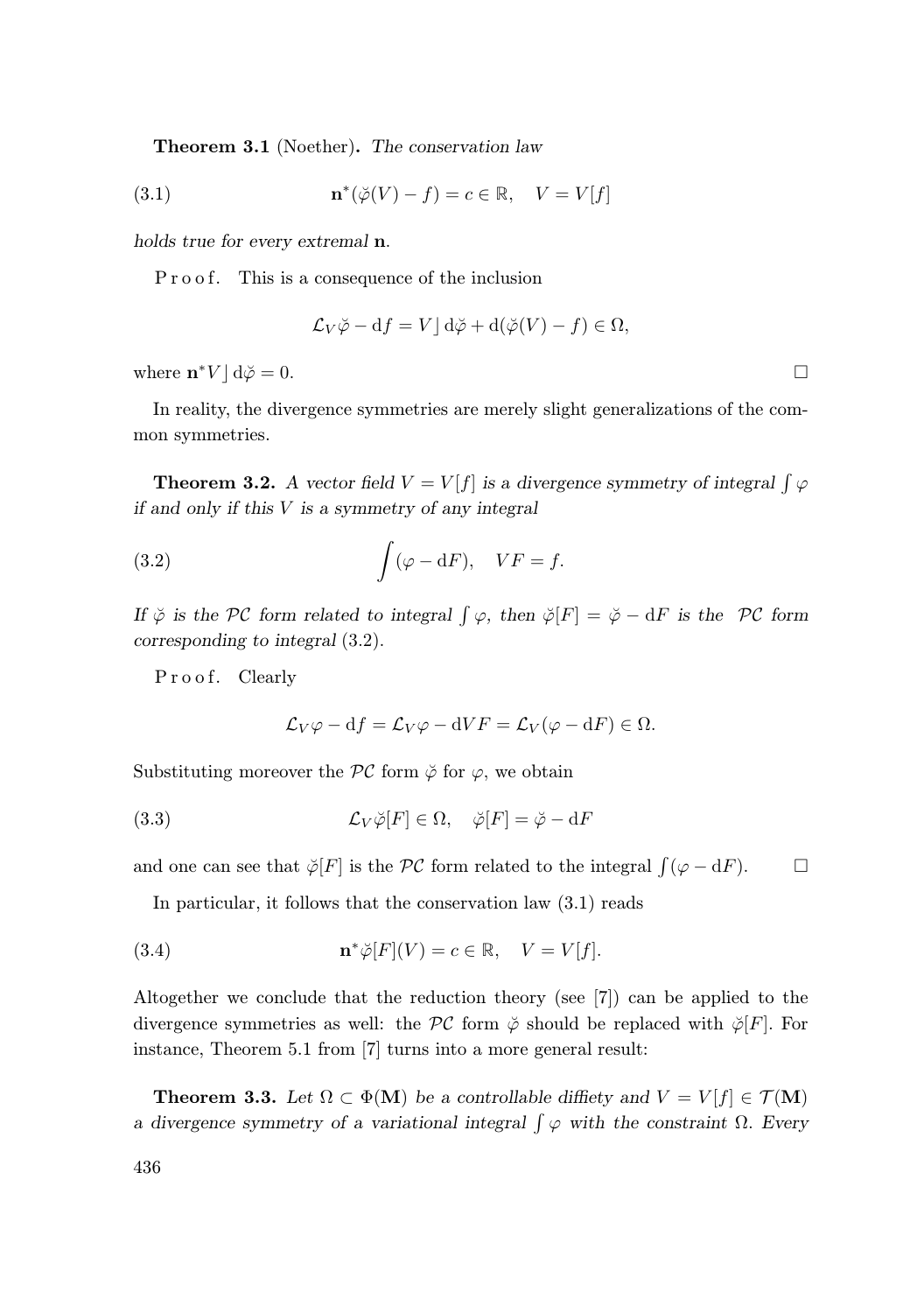**Theorem 3.1** (Noether)**.** *The conservation law*

$$\mathbf{n}^*(\breve{\varphi}(V) - f) = c \in \mathbb{R}, \quad V = V[f] \tag{3.1}$$

*holds true for every extremal* $\mathbf{n}$.

P r o o f. This is a consequence of the inclusion

$$\mathcal{L}_V \breve{\varphi} - \mathrm{d}f = V \rfloor \mathrm{d}\breve{\varphi} + \mathrm{d}(\breve{\varphi}(V) - f) \in \Omega,$$

where $\mathbf{n}^* V \rfloor \mathrm{d}\breve{\varphi} = 0$. □

In reality, the divergence symmetries are merely slight generalizations of the common symmetries.

**Theorem 3.2.** *A vector field $V = V[f]$ is a divergence symmetry of integral $\int \varphi$ if and only if this $V$ is a symmetry of any integral*

$$\int (\varphi - \mathrm{d}F), \quad VF = f. \tag{3.2}$$

*If $\breve{\varphi}$ is the $\mathcal{PC}$ form related to integral $\int \varphi$, then $\breve{\varphi}[F] = \breve{\varphi} - \mathrm{d}F$ is the $\mathcal{PC}$ form corresponding to integral* (3.2).

P r o o f. Clearly

$$\mathcal{L}_V \varphi - \mathrm{d}f = \mathcal{L}_V \varphi - \mathrm{d}VF = \mathcal{L}_V(\varphi - \mathrm{d}F) \in \Omega.$$

Substituting moreover the $\mathcal{PC}$ form $\breve{\varphi}$ for $\varphi$, we obtain

$$\mathcal{L}_V \breve{\varphi}[F] \in \Omega, \quad \breve{\varphi}[F] = \breve{\varphi} - \mathrm{d}F \tag{3.3}$$

and one can see that $\breve{\varphi}[F]$ is the $\mathcal{PC}$ form related to the integral $\int(\varphi - \mathrm{d}F)$. □

In particular, it follows that the conservation law (3.1) reads

$$\mathbf{n}^* \breve{\varphi}[F](V) = c \in \mathbb{R}, \quad V = V[f]. \tag{3.4}$$

Altogether we conclude that the reduction theory (see [7]) can be applied to the divergence symmetries as well: the $\mathcal{PC}$ form $\breve{\varphi}$ should be replaced with $\breve{\varphi}[F]$. For instance, Theorem 5.1 from [7] turns into a more general result:

**Theorem 3.3.** *Let $\Omega \subset \Phi(\mathbf{M})$ be a controllable diffiety and $V = V[f] \in \mathcal{T}(\mathbf{M})$ a divergence symmetry of a variational integral $\int \varphi$ with the constraint $\Omega$. Every*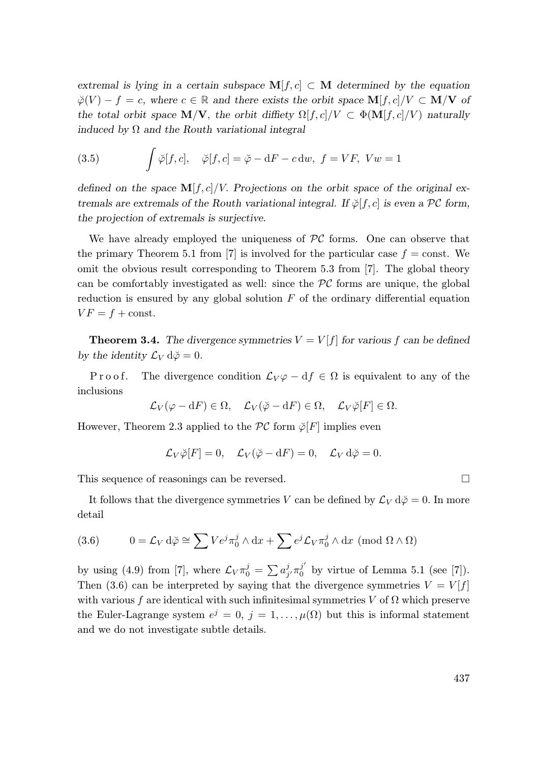*extremal is lying in a certain subspace* $\mathbf{M}[f,c] \subset \mathbf{M}$ *determined by the equation* $\breve{\varphi}(V) - f = c$*, where* $c \in \mathbb{R}$ *and there exists the orbit space* $\mathbf{M}[f,c]/V \subset \mathbf{M}/\mathbf{V}$ *of the total orbit space* $\mathbf{M}/\mathbf{V}$*, the orbit diffiety* $\Omega[f,c]/V \subset \Phi(\mathbf{M}[f,c]/V)$ *naturally induced by* $\Omega$ *and the Routh variational integral*

$$\int \breve{\varphi}[f,c], \quad \breve{\varphi}[f,c] = \breve{\varphi} - \mathrm{d}F - c\,\mathrm{d}w,\ f = VF,\ Vw = 1 \tag{3.5}$$

*defined on the space* $\mathbf{M}[f,c]/V$*. Projections on the orbit space of the original extremals are extremals of the Routh variational integral. If* $\breve{\varphi}[f,c]$ *is even a* $\mathcal{PC}$ *form, the projection of extremals is surjective.*

We have already employed the uniqueness of $\mathcal{PC}$ forms. One can observe that the primary Theorem 5.1 from [7] is involved for the particular case $f = \text{const}$. We omit the obvious result corresponding to Theorem 5.3 from [7]. The global theory can be comfortably investigated as well: since the $\mathcal{PC}$ forms are unique, the global reduction is ensured by any global solution $F$ of the ordinary differential equation $VF = f + \text{const}$.

**Theorem 3.4.** *The divergence symmetries* $V = V[f]$ *for various* $f$ *can be defined by the identity* $\mathcal{L}_V\,\mathrm{d}\breve{\varphi} = 0$.

Proof. The divergence condition $\mathcal{L}_V\varphi - \mathrm{d}f \in \Omega$ is equivalent to any of the inclusions

$$\mathcal{L}_V(\varphi - \mathrm{d}F) \in \Omega, \quad \mathcal{L}_V(\breve{\varphi} - \mathrm{d}F) \in \Omega, \quad \mathcal{L}_V\breve{\varphi}[F] \in \Omega.$$

However, Theorem 2.3 applied to the $\mathcal{PC}$ form $\breve{\varphi}[F]$ implies even

$$\mathcal{L}_V\breve{\varphi}[F] = 0, \quad \mathcal{L}_V(\breve{\varphi} - \mathrm{d}F) = 0, \quad \mathcal{L}_V\,\mathrm{d}\breve{\varphi} = 0.$$

This sequence of reasonings can be reversed. □

It follows that the divergence symmetries $V$ can be defined by $\mathcal{L}_V\,\mathrm{d}\breve{\varphi} = 0$. In more detail

$$0 = \mathcal{L}_V\,\mathrm{d}\breve{\varphi} \cong \sum Ve^j\pi_0^j \wedge \mathrm{d}x + \sum e^j\mathcal{L}_V\pi_0^j \wedge \mathrm{d}x \ (\mathrm{mod}\ \Omega \wedge \Omega) \tag{3.6}$$

by using (4.9) from [7], where $\mathcal{L}_V\pi_0^j = \sum a_{j'}^j\pi_0^{j'}$ by virtue of Lemma 5.1 (see [7]). Then (3.6) can be interpreted by saying that the divergence symmetries $V = V[f]$ with various $f$ are identical with such infinitesimal symmetries $V$ of $\Omega$ which preserve the Euler-Lagrange system $e^j = 0$, $j = 1, \ldots, \mu(\Omega)$ but this is informal statement and we do not investigate subtle details.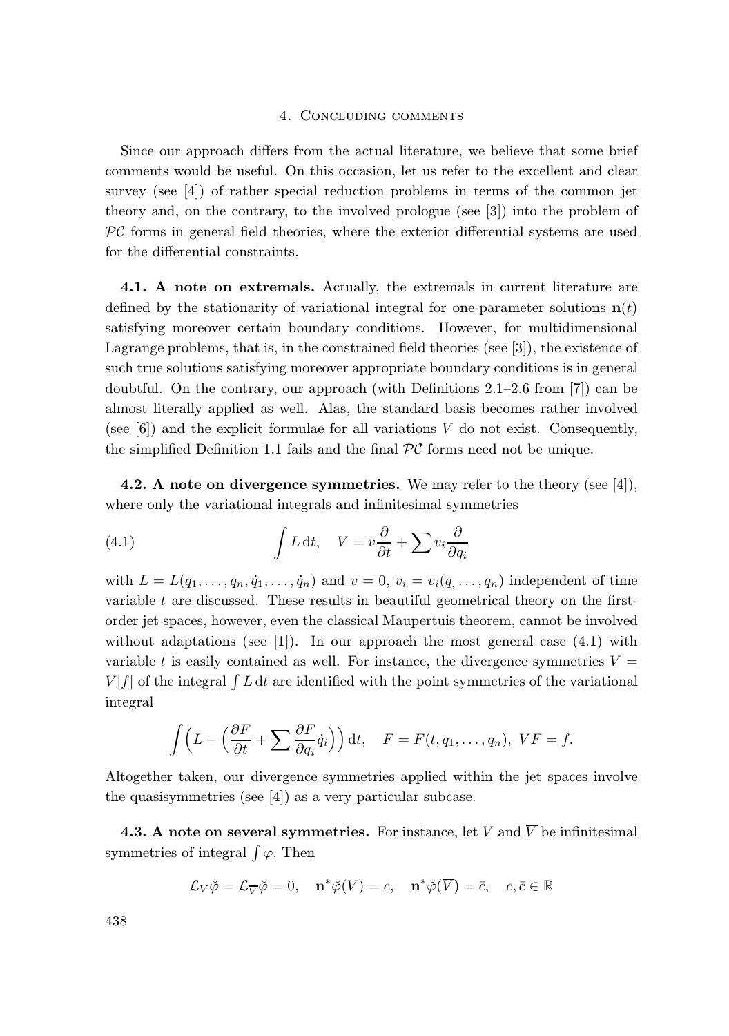## 4. Concluding comments

Since our approach differs from the actual literature, we believe that some brief comments would be useful. On this occasion, let us refer to the excellent and clear survey (see [4]) of rather special reduction problems in terms of the common jet theory and, on the contrary, to the involved prologue (see [3]) into the problem of $\mathcal{PC}$ forms in general field theories, where the exterior differential systems are used for the differential constraints.

**4.1. A note on extremals.** Actually, the extremals in current literature are defined by the stationarity of variational integral for one-parameter solutions $\mathbf{n}(t)$ satisfying moreover certain boundary conditions. However, for multidimensional Lagrange problems, that is, in the constrained field theories (see [3]), the existence of such true solutions satisfying moreover appropriate boundary conditions is in general doubtful. On the contrary, our approach (with Definitions 2.1–2.6 from [7]) can be almost literally applied as well. Alas, the standard basis becomes rather involved (see [6]) and the explicit formulae for all variations $V$ do not exist. Consequently, the simplified Definition 1.1 fails and the final $\mathcal{PC}$ forms need not be unique.

**4.2. A note on divergence symmetries.** We may refer to the theory (see [4]), where only the variational integrals and infinitesimal symmetries

$$\int L\,\mathrm{d}t, \quad V = v\frac{\partial}{\partial t} + \sum v_i \frac{\partial}{\partial q_i} \tag{4.1}$$

with $L = L(q_1, \ldots, q_n, \dot{q}_1, \ldots, \dot{q}_n)$ and $v = 0$, $v_i = v_i(q_, \ldots, q_n)$ independent of time variable $t$ are discussed. These results in beautiful geometrical theory on the first-order jet spaces, however, even the classical Maupertuis theorem, cannot be involved without adaptations (see [1]). In our approach the most general case (4.1) with variable $t$ is easily contained as well. For instance, the divergence symmetries $V = V[f]$ of the integral $\int L\,\mathrm{d}t$ are identified with the point symmetries of the variational integral

$$\int \Big( L - \Big( \frac{\partial F}{\partial t} + \sum \frac{\partial F}{\partial q_i} \dot{q}_i \Big) \Big)\,\mathrm{d}t, \quad F = F(t, q_1, \ldots, q_n),\ VF = f.$$

Altogether taken, our divergence symmetries applied within the jet spaces involve the quasisymmetries (see [4]) as a very particular subcase.

**4.3. A note on several symmetries.** For instance, let $V$ and $\overline{V}$ be infinitesimal symmetries of integral $\int \varphi$. Then

$$\mathcal{L}_V \breve{\varphi} = \mathcal{L}_{\overline{V}} \breve{\varphi} = 0, \quad \mathbf{n}^* \breve{\varphi}(V) = c, \quad \mathbf{n}^* \breve{\varphi}(\overline{V}) = \bar{c}, \quad c, \bar{c} \in \mathbb{R}$$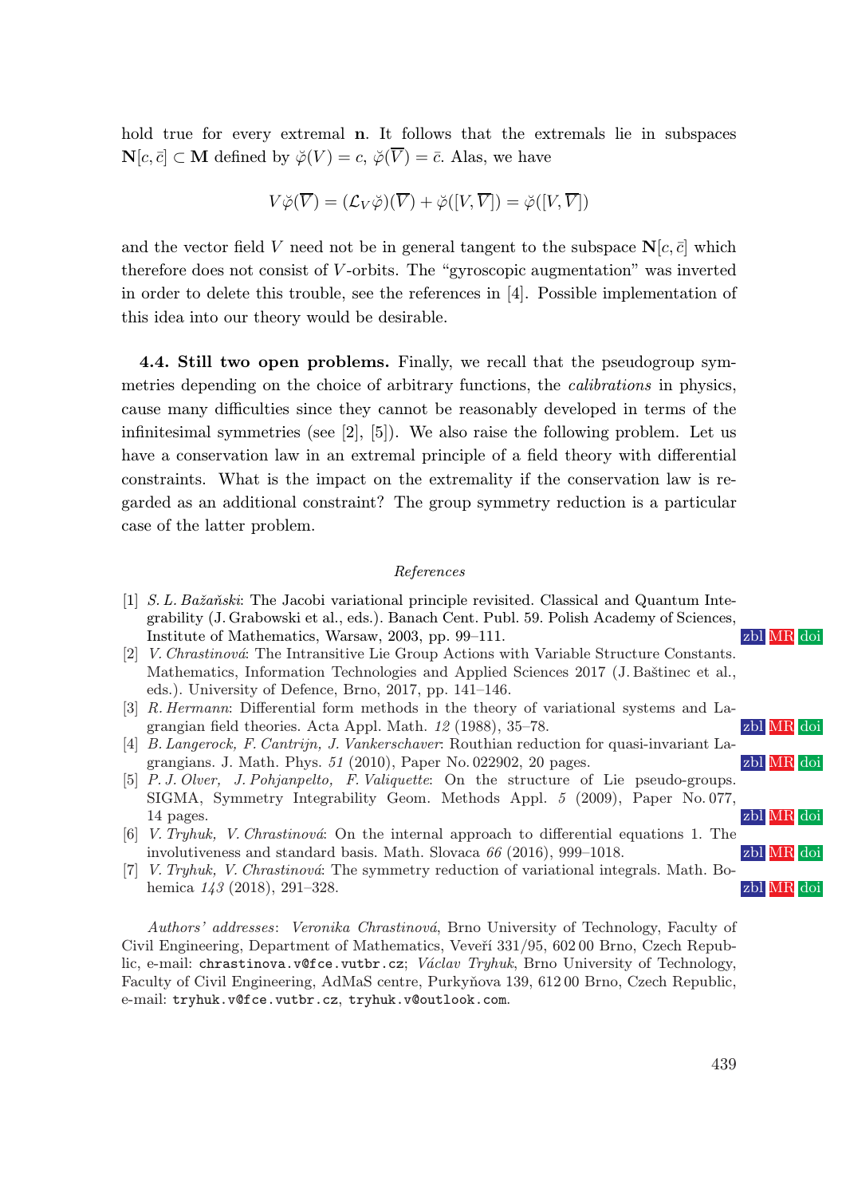hold true for every extremal $\mathbf{n}$. It follows that the extremals lie in subspaces $\mathbf{N}[c,\bar{c}] \subset \mathbf{M}$ defined by $\breve{\varphi}(V) = c$, $\breve{\varphi}(\overline{V}) = \bar{c}$. Alas, we have

$$V\breve{\varphi}(\overline{V}) = (\mathcal{L}_V\breve{\varphi})(\overline{V}) + \breve{\varphi}([V,\overline{V}]) = \breve{\varphi}([V,\overline{V}])$$

and the vector field $V$ need not be in general tangent to the subspace $\mathbf{N}[c,\bar{c}]$ which therefore does not consist of $V$-orbits. The "gyroscopic augmentation" was inverted in order to delete this trouble, see the references in [4]. Possible implementation of this idea into our theory would be desirable.

**4.4. Still two open problems.** Finally, we recall that the pseudogroup symmetries depending on the choice of arbitrary functions, the *calibrations* in physics, cause many difficulties since they cannot be reasonably developed in terms of the infinitesimal symmetries (see [2], [5]). We also raise the following problem. Let us have a conservation law in an extremal principle of a field theory with differential constraints. What is the impact on the extremality if the conservation law is regarded as an additional constraint? The group symmetry reduction is a particular case of the latter problem.

*References*

[1] *S. L. Bažański*: The Jacobi variational principle revisited. Classical and Quantum Integrability (J. Grabowski et al., eds.). Banach Cent. Publ. 59. Polish Academy of Sciences, Institute of Mathematics, Warsaw, 2003, pp. 99–111. zbl MR doi

[2] *V. Chrastinová*: The Intransitive Lie Group Actions with Variable Structure Constants. Mathematics, Information Technologies and Applied Sciences 2017 (J. Baštinec et al., eds.). University of Defence, Brno, 2017, pp. 141–146.

[3] *R. Hermann*: Differential form methods in the theory of variational systems and Lagrangian field theories. Acta Appl. Math. *12* (1988), 35–78. zbl MR doi

[4] *B. Langerock, F. Cantrijn, J. Vankerschaver*: Routhian reduction for quasi-invariant Lagrangians. J. Math. Phys. *51* (2010), Paper No. 022902, 20 pages. zbl MR doi

[5] *P. J. Olver, J. Pohjanpelto, F. Valiquette*: On the structure of Lie pseudo-groups. SIGMA, Symmetry Integrability Geom. Methods Appl. *5* (2009), Paper No. 077, 14 pages. zbl MR doi

[6] *V. Tryhuk, V. Chrastinová*: On the internal approach to differential equations 1. The involutiveness and standard basis. Math. Slovaca *66* (2016), 999–1018. zbl MR doi

[7] *V. Tryhuk, V. Chrastinová*: The symmetry reduction of variational integrals. Math. Bohemica *143* (2018), 291–328. zbl MR doi

*Authors' addresses*: *Veronika Chrastinová*, Brno University of Technology, Faculty of Civil Engineering, Department of Mathematics, Veveří 331/95, 602 00 Brno, Czech Republic, e-mail: `chrastinova.v@fce.vutbr.cz`; *Václav Tryhuk*, Brno University of Technology, Faculty of Civil Engineering, AdMaS centre, Purkyňova 139, 612 00 Brno, Czech Republic, e-mail: `tryhuk.v@fce.vutbr.cz`, `tryhuk.v@outlook.com`.